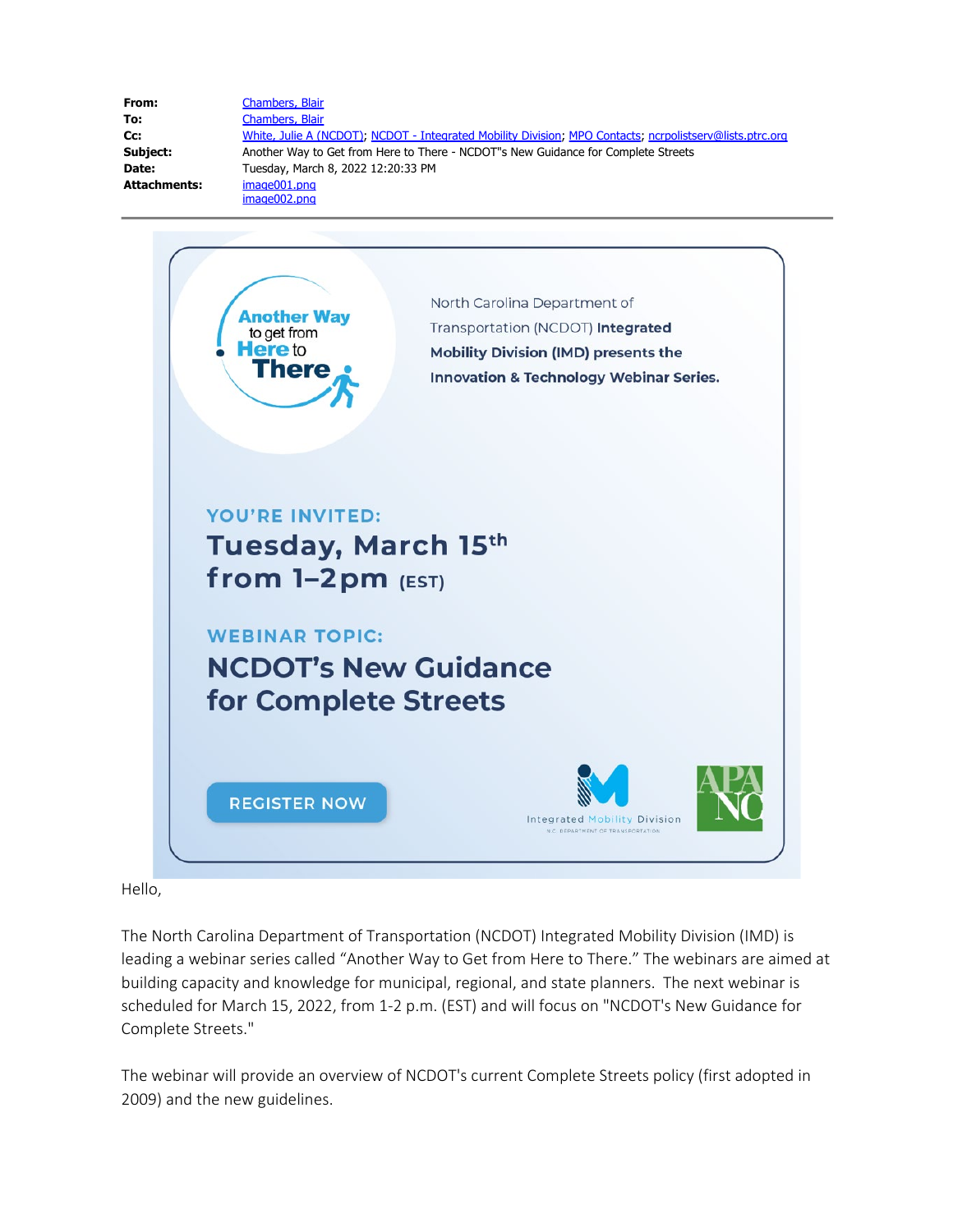| | |
|---|---|
| **From:** | Chambers, Blair |
| **To:** | Chambers, Blair |
| **Cc:** | White, Julie A (NCDOT); NCDOT - Integrated Mobility Division; MPO Contacts; ncrpolistserv@lists.ptrc.org |
| **Subject:** | Another Way to Get from Here to There - NCDOT"s New Guidance for Complete Streets |
| **Date:** | Tuesday, March 8, 2022 12:20:33 PM |
| **Attachments:** | image001.png<br>image002.png |

---

**Another Way** to get from **Here** to **There**

North Carolina Department of Transportation (NCDOT) **Integrated Mobility Division (IMD) presents the Innovation & Technology Webinar Series.**

**YOU'RE INVITED:**

**Tuesday, March 15th from 1–2pm (EST)**

**WEBINAR TOPIC:**

**NCDOT's New Guidance for Complete Streets**

REGISTER NOW

Integrated Mobility Division — N.C. Department of Transportation

APA NC

Hello,

The North Carolina Department of Transportation (NCDOT) Integrated Mobility Division (IMD) is leading a webinar series called "Another Way to Get from Here to There." The webinars are aimed at building capacity and knowledge for municipal, regional, and state planners. The next webinar is scheduled for March 15, 2022, from 1-2 p.m. (EST) and will focus on "NCDOT's New Guidance for Complete Streets."

The webinar will provide an overview of NCDOT's current Complete Streets policy (first adopted in 2009) and the new guidelines.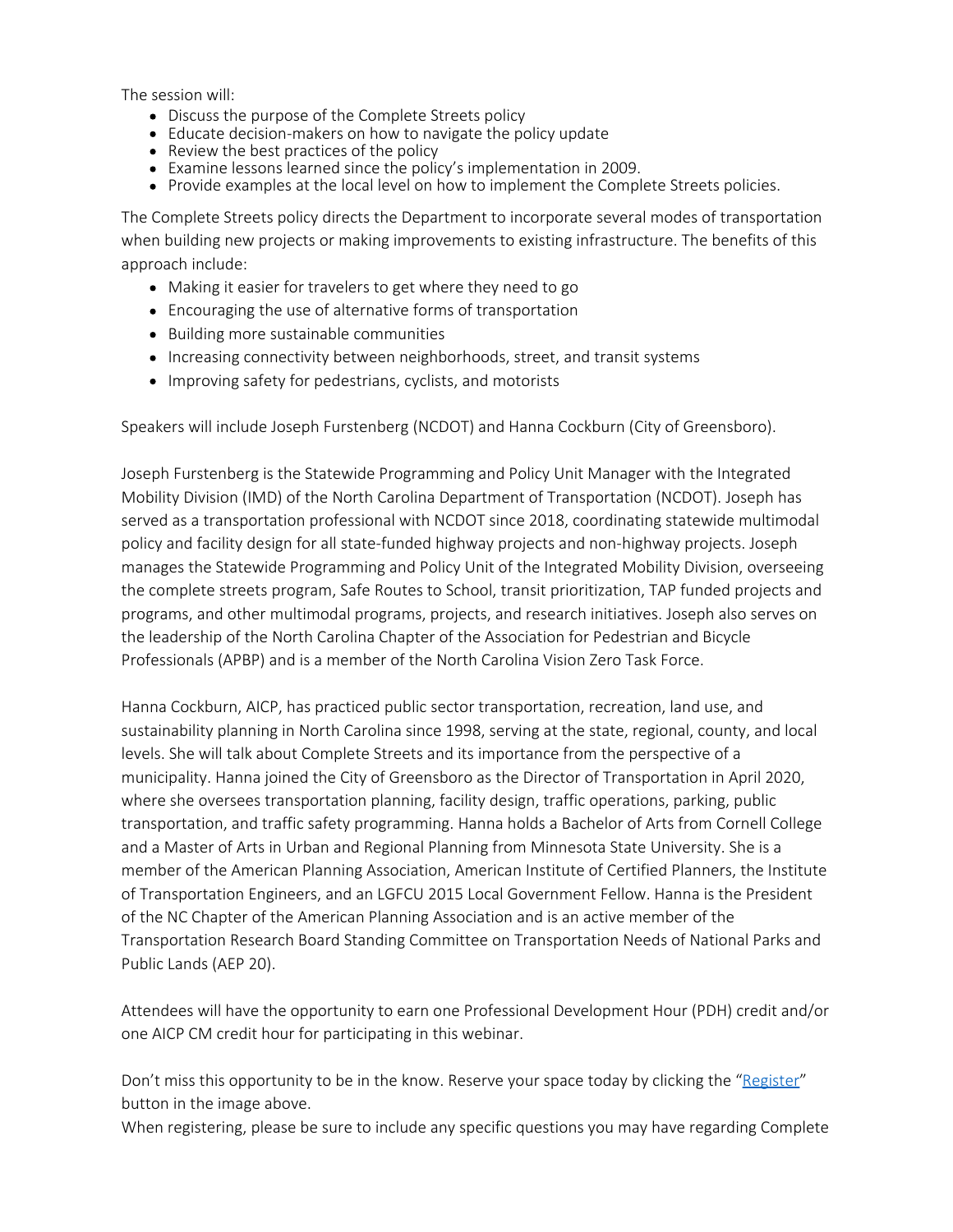The session will:

- Discuss the purpose of the Complete Streets policy
- Educate decision-makers on how to navigate the policy update
- Review the best practices of the policy
- Examine lessons learned since the policy's implementation in 2009.
- Provide examples at the local level on how to implement the Complete Streets policies.

The Complete Streets policy directs the Department to incorporate several modes of transportation when building new projects or making improvements to existing infrastructure. The benefits of this approach include:

- Making it easier for travelers to get where they need to go
- Encouraging the use of alternative forms of transportation
- Building more sustainable communities
- Increasing connectivity between neighborhoods, street, and transit systems
- Improving safety for pedestrians, cyclists, and motorists

Speakers will include Joseph Furstenberg (NCDOT) and Hanna Cockburn (City of Greensboro).

Joseph Furstenberg is the Statewide Programming and Policy Unit Manager with the Integrated Mobility Division (IMD) of the North Carolina Department of Transportation (NCDOT). Joseph has served as a transportation professional with NCDOT since 2018, coordinating statewide multimodal policy and facility design for all state-funded highway projects and non-highway projects. Joseph manages the Statewide Programming and Policy Unit of the Integrated Mobility Division, overseeing the complete streets program, Safe Routes to School, transit prioritization, TAP funded projects and programs, and other multimodal programs, projects, and research initiatives. Joseph also serves on the leadership of the North Carolina Chapter of the Association for Pedestrian and Bicycle Professionals (APBP) and is a member of the North Carolina Vision Zero Task Force.

Hanna Cockburn, AICP, has practiced public sector transportation, recreation, land use, and sustainability planning in North Carolina since 1998, serving at the state, regional, county, and local levels. She will talk about Complete Streets and its importance from the perspective of a municipality. Hanna joined the City of Greensboro as the Director of Transportation in April 2020, where she oversees transportation planning, facility design, traffic operations, parking, public transportation, and traffic safety programming. Hanna holds a Bachelor of Arts from Cornell College and a Master of Arts in Urban and Regional Planning from Minnesota State University. She is a member of the American Planning Association, American Institute of Certified Planners, the Institute of Transportation Engineers, and an LGFCU 2015 Local Government Fellow. Hanna is the President of the NC Chapter of the American Planning Association and is an active member of the Transportation Research Board Standing Committee on Transportation Needs of National Parks and Public Lands (AEP 20).

Attendees will have the opportunity to earn one Professional Development Hour (PDH) credit and/or one AICP CM credit hour for participating in this webinar.

Don't miss this opportunity to be in the know. Reserve your space today by clicking the "Register" button in the image above.

When registering, please be sure to include any specific questions you may have regarding Complete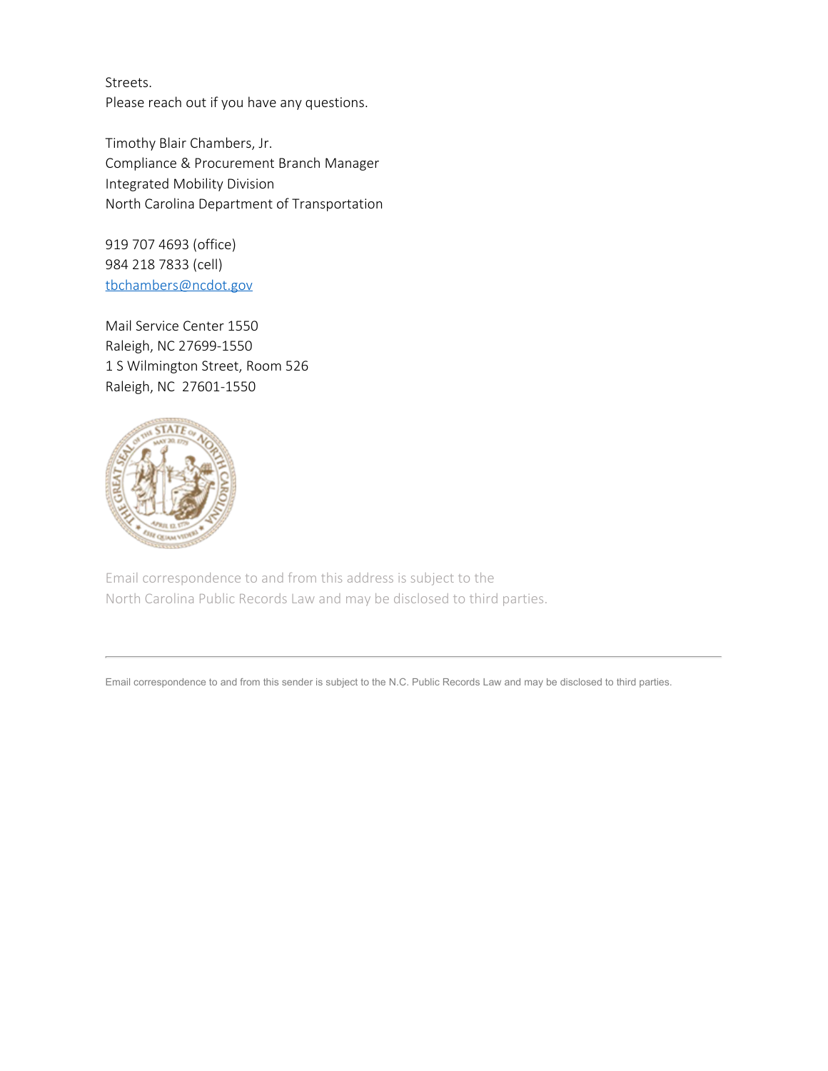Streets.
Please reach out if you have any questions.

Timothy Blair Chambers, Jr.
Compliance & Procurement Branch Manager
Integrated Mobility Division
North Carolina Department of Transportation

919 707 4693 (office)
984 218 7833 (cell)
tbchambers@ncdot.gov

Mail Service Center 1550
Raleigh, NC 27699-1550
1 S Wilmington Street, Room 526
Raleigh, NC 27601-1550

Email correspondence to and from this address is subject to the
North Carolina Public Records Law and may be disclosed to third parties.

---

Email correspondence to and from this sender is subject to the N.C. Public Records Law and may be disclosed to third parties.